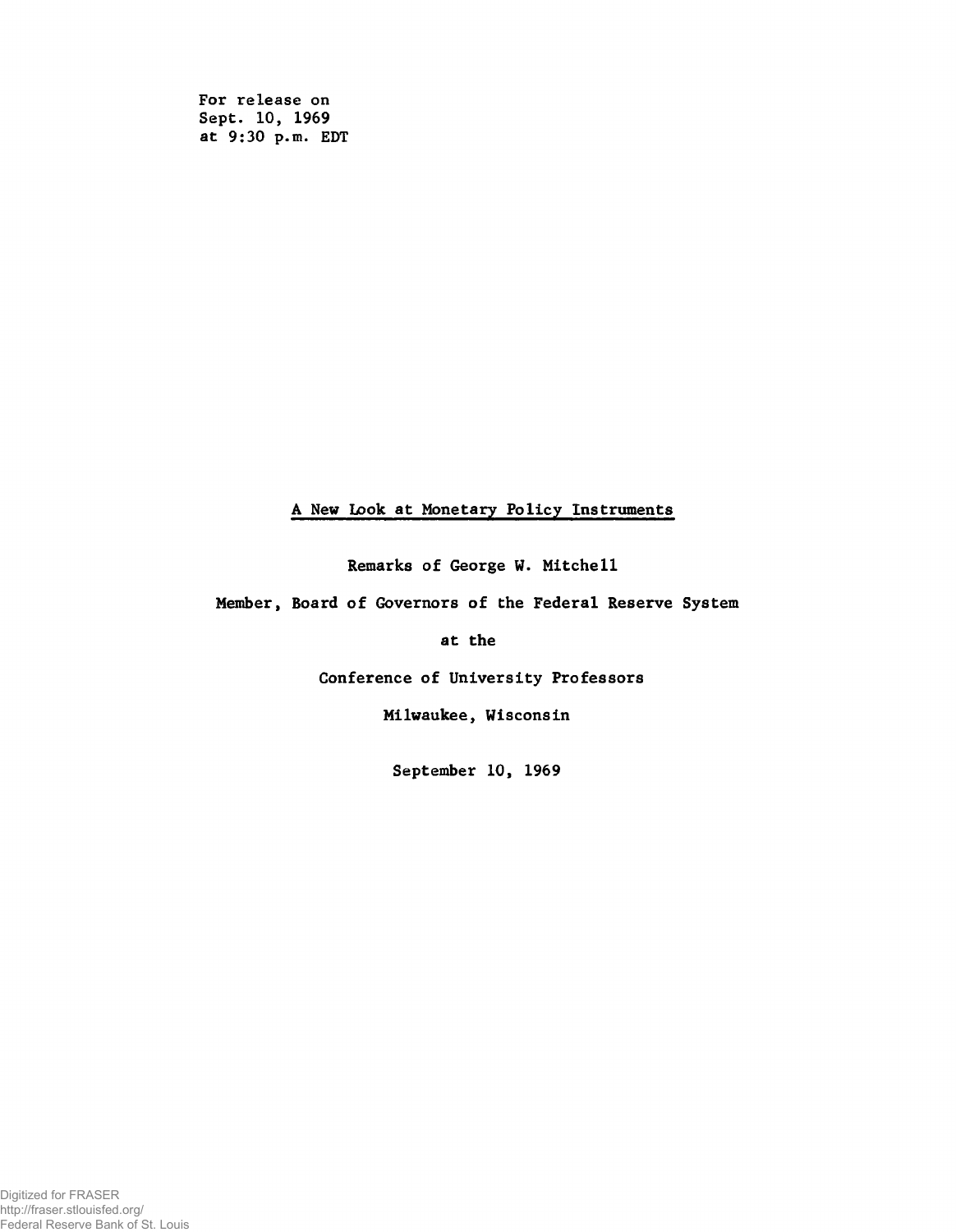For release on
Sept. 10, 1969
at 9:30 p.m. EDT

# A New Look at Monetary Policy Instruments

Remarks of George W. Mitchell

Member, Board of Governors of the Federal Reserve System

at the

Conference of University Professors

Milwaukee, Wisconsin

September 10, 1969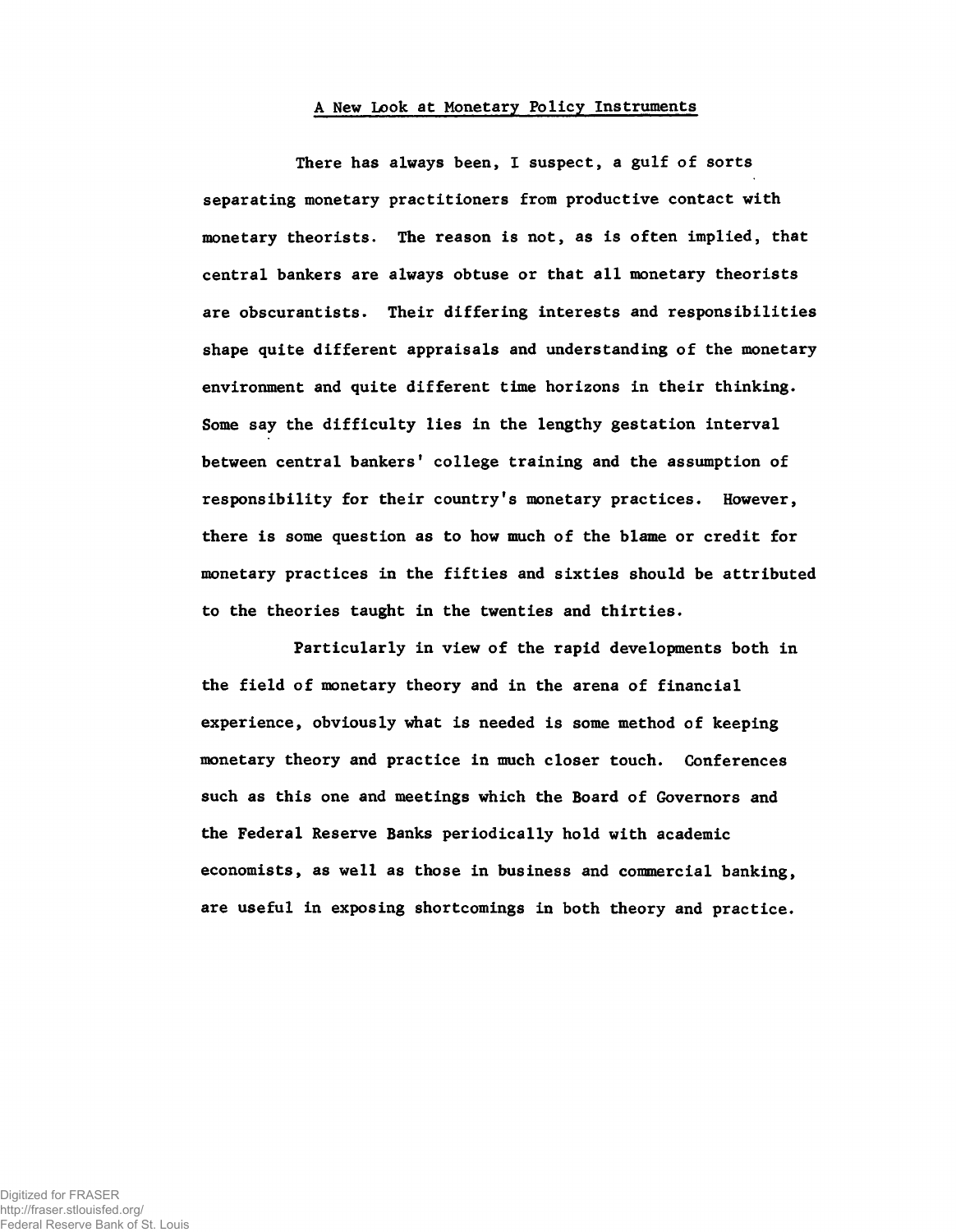## A New Look at Monetary Policy Instruments

There has always been, I suspect, a gulf of sorts separating monetary practitioners from productive contact with monetary theorists. The reason is not, as is often implied, that central bankers are always obtuse or that all monetary theorists are obscurantists. Their differing interests and responsibilities shape quite different appraisals and understanding of the monetary environment and quite different time horizons in their thinking. Some say the difficulty lies in the lengthy gestation interval between central bankers' college training and the assumption of responsibility for their country's monetary practices. However, there is some question as to how much of the blame or credit for monetary practices in the fifties and sixties should be attributed to the theories taught in the twenties and thirties.

Particularly in view of the rapid developments both in the field of monetary theory and in the arena of financial experience, obviously what is needed is some method of keeping monetary theory and practice in much closer touch. Conferences such as this one and meetings which the Board of Governors and the Federal Reserve Banks periodically hold with academic economists, as well as those in business and commercial banking, are useful in exposing shortcomings in both theory and practice.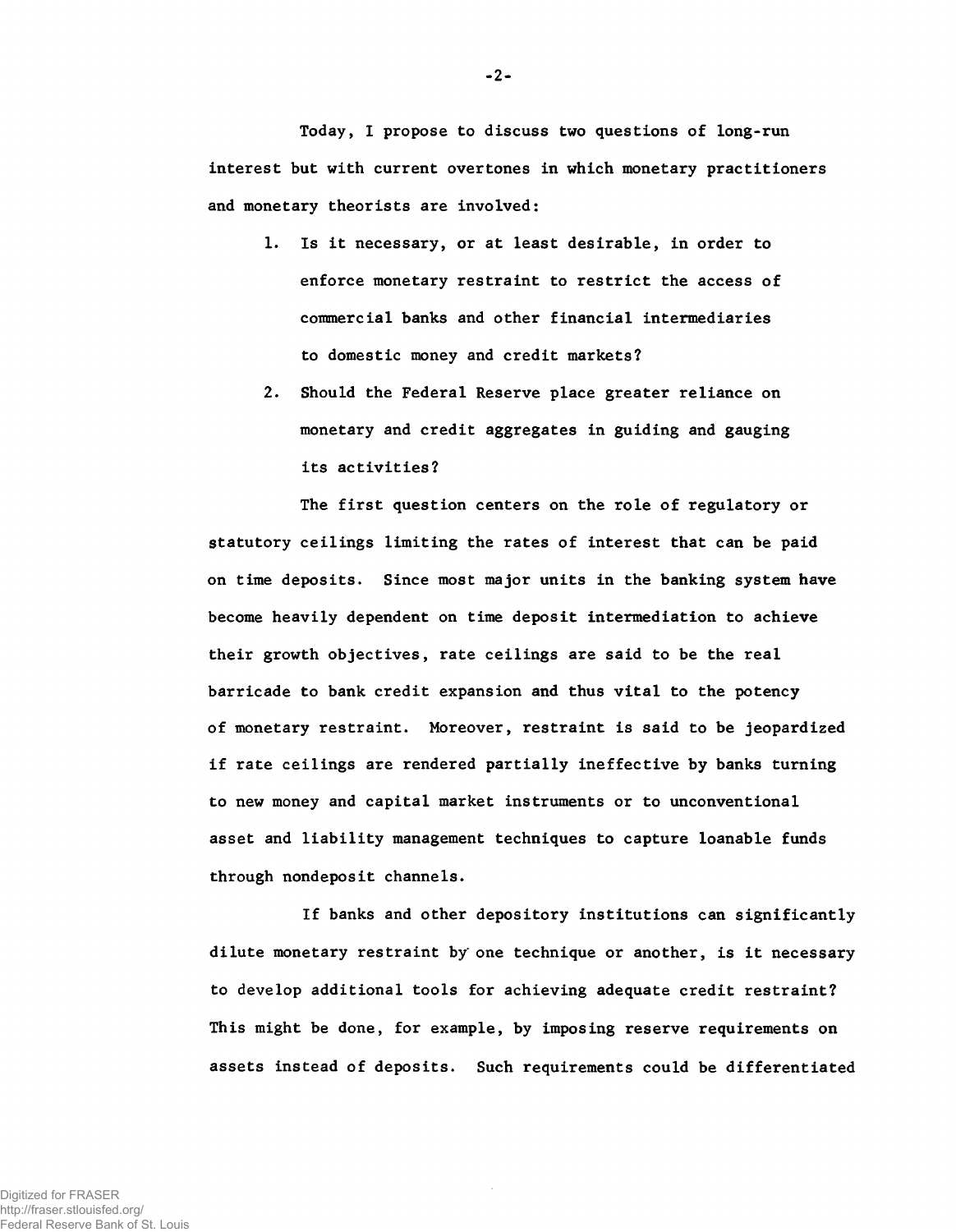Today, I propose to discuss two questions of long-run interest but with current overtones in which monetary practitioners and monetary theorists are involved:

1. Is it necessary, or at least desirable, in order to enforce monetary restraint to restrict the access of commercial banks and other financial intermediaries to domestic money and credit markets?
2. Should the Federal Reserve place greater reliance on monetary and credit aggregates in guiding and gauging its activities?

The first question centers on the role of regulatory or statutory ceilings limiting the rates of interest that can be paid on time deposits. Since most major units in the banking system have become heavily dependent on time deposit intermediation to achieve their growth objectives, rate ceilings are said to be the real barricade to bank credit expansion and thus vital to the potency of monetary restraint. Moreover, restraint is said to be jeopardized if rate ceilings are rendered partially ineffective by banks turning to new money and capital market instruments or to unconventional asset and liability management techniques to capture loanable funds through nondeposit channels.

If banks and other depository institutions can significantly dilute monetary restraint by one technique or another, is it necessary to develop additional tools for achieving adequate credit restraint? This might be done, for example, by imposing reserve requirements on assets instead of deposits. Such requirements could be differentiated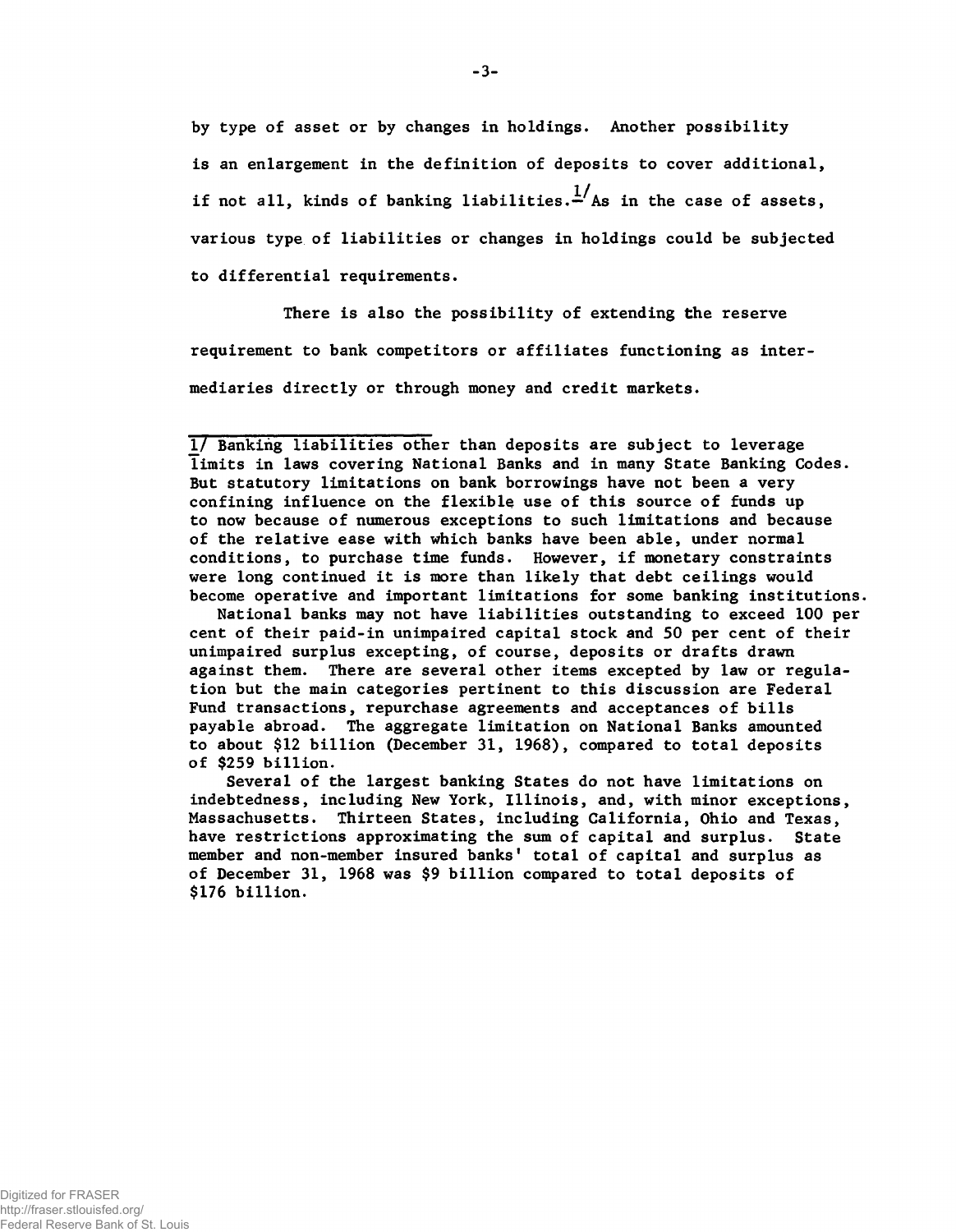by type of asset or by changes in holdings. Another possibility is an enlargement in the definition of deposits to cover additional, if not all, kinds of banking liabilities.[1] As in the case of assets, various type of liabilities or changes in holdings could be subjected to differential requirements.

There is also the possibility of extending the reserve requirement to bank competitors or affiliates functioning as intermediaries directly or through money and credit markets.

---

1/ Banking liabilities other than deposits are subject to leverage limits in laws covering National Banks and in many State Banking Codes. But statutory limitations on bank borrowings have not been a very confining influence on the flexible use of this source of funds up to now because of numerous exceptions to such limitations and because of the relative ease with which banks have been able, under normal conditions, to purchase time funds. However, if monetary constraints were long continued it is more than likely that debt ceilings would become operative and important limitations for some banking institutions.

National banks may not have liabilities outstanding to exceed 100 per cent of their paid-in unimpaired capital stock and 50 per cent of their unimpaired surplus excepting, of course, deposits or drafts drawn against them. There are several other items excepted by law or regulation but the main categories pertinent to this discussion are Federal Fund transactions, repurchase agreements and acceptances of bills payable abroad. The aggregate limitation on National Banks amounted to about $12 billion (December 31, 1968), compared to total deposits of $259 billion.

Several of the largest banking States do not have limitations on indebtedness, including New York, Illinois, and, with minor exceptions, Massachusetts. Thirteen States, including California, Ohio and Texas, have restrictions approximating the sum of capital and surplus. State member and non-member insured banks' total of capital and surplus as of December 31, 1968 was $9 billion compared to total deposits of $176 billion.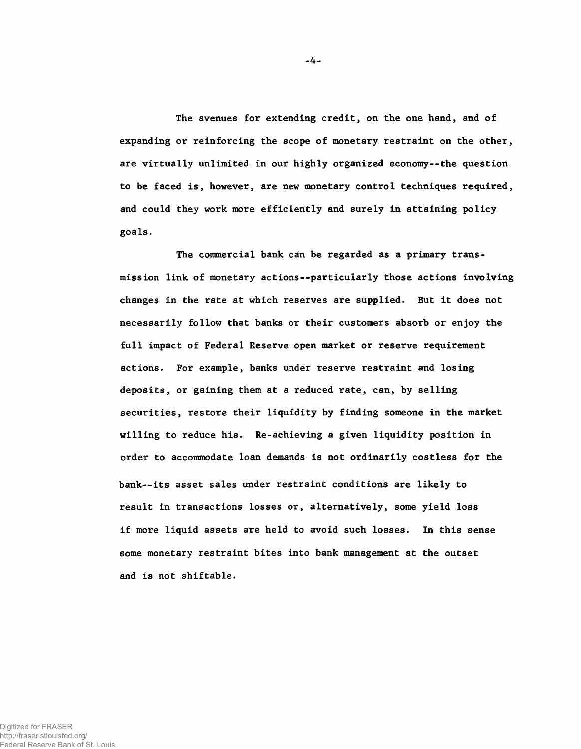The avenues for extending credit, on the one hand, and of expanding or reinforcing the scope of monetary restraint on the other, are virtually unlimited in our highly organized economy--the question to be faced is, however, are new monetary control techniques required, and could they work more efficiently and surely in attaining policy goals.

The commercial bank can be regarded as a primary transmission link of monetary actions--particularly those actions involving changes in the rate at which reserves are supplied. But it does not necessarily follow that banks or their customers absorb or enjoy the full impact of Federal Reserve open market or reserve requirement actions. For example, banks under reserve restraint and losing deposits, or gaining them at a reduced rate, can, by selling securities, restore their liquidity by finding someone in the market willing to reduce his. Re-achieving a given liquidity position in order to accommodate loan demands is not ordinarily costless for the bank--its asset sales under restraint conditions are likely to result in transactions losses or, alternatively, some yield loss if more liquid assets are held to avoid such losses. In this sense some monetary restraint bites into bank management at the outset and is not shiftable.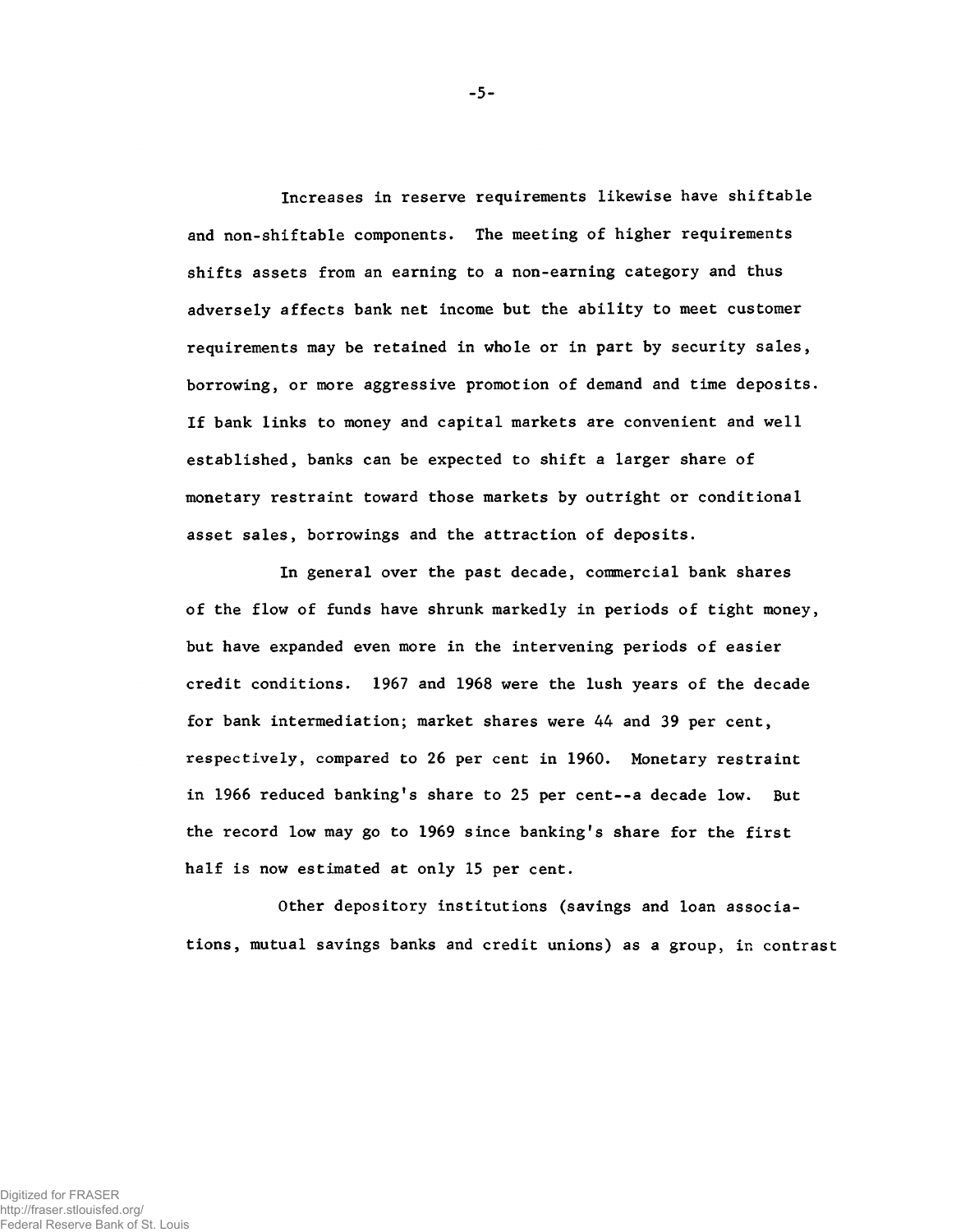Increases in reserve requirements likewise have shiftable and non-shiftable components. The meeting of higher requirements shifts assets from an earning to a non-earning category and thus adversely affects bank net income but the ability to meet customer requirements may be retained in whole or in part by security sales, borrowing, or more aggressive promotion of demand and time deposits. If bank links to money and capital markets are convenient and well established, banks can be expected to shift a larger share of monetary restraint toward those markets by outright or conditional asset sales, borrowings and the attraction of deposits.

In general over the past decade, commercial bank shares of the flow of funds have shrunk markedly in periods of tight money, but have expanded even more in the intervening periods of easier credit conditions. 1967 and 1968 were the lush years of the decade for bank intermediation; market shares were 44 and 39 per cent, respectively, compared to 26 per cent in 1960. Monetary restraint in 1966 reduced banking's share to 25 per cent--a decade low. But the record low may go to 1969 since banking's share for the first half is now estimated at only 15 per cent.

Other depository institutions (savings and loan associations, mutual savings banks and credit unions) as a group, in contrast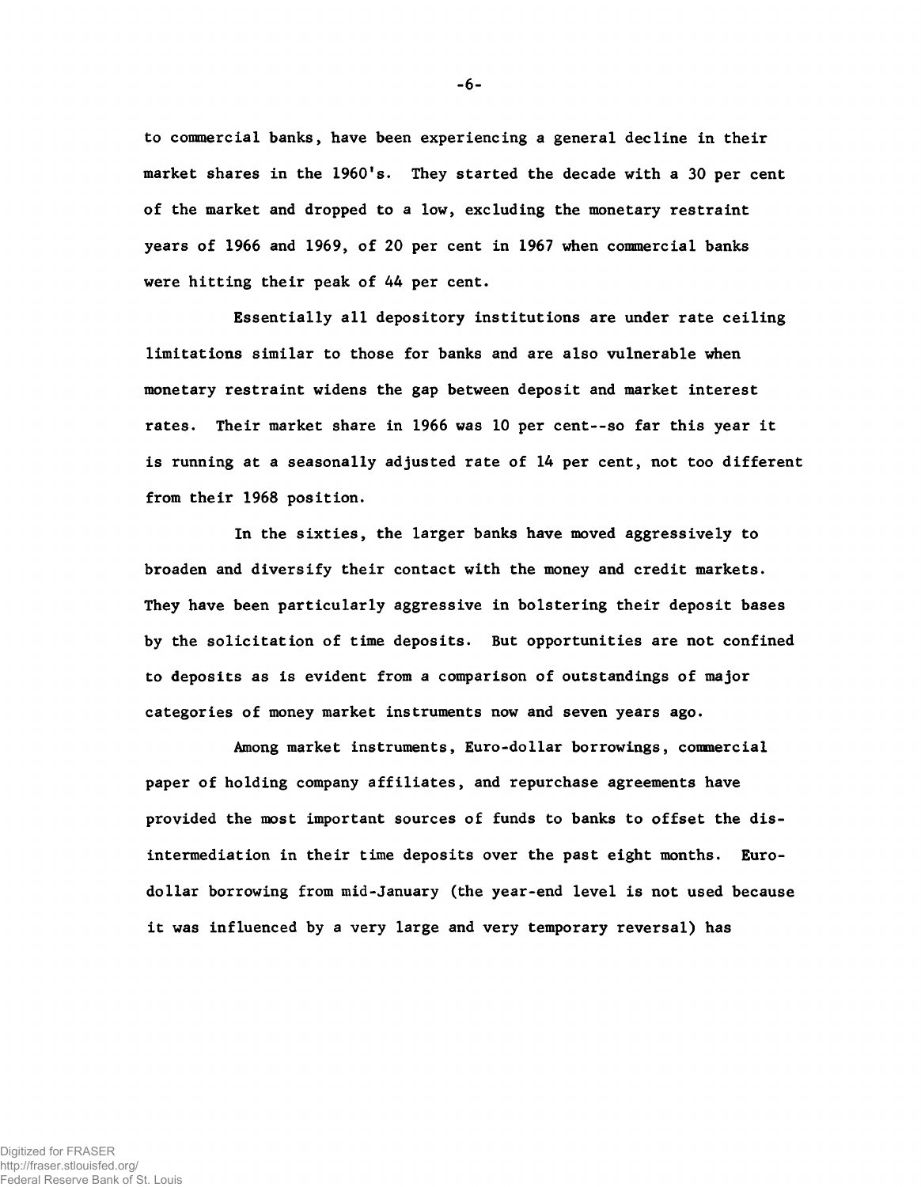to commercial banks, have been experiencing a general decline in their market shares in the 1960's. They started the decade with a 30 per cent of the market and dropped to a low, excluding the monetary restraint years of 1966 and 1969, of 20 per cent in 1967 when commercial banks were hitting their peak of 44 per cent.

Essentially all depository institutions are under rate ceiling limitations similar to those for banks and are also vulnerable when monetary restraint widens the gap between deposit and market interest rates. Their market share in 1966 was 10 per cent--so far this year it is running at a seasonally adjusted rate of 14 per cent, not too different from their 1968 position.

In the sixties, the larger banks have moved aggressively to broaden and diversify their contact with the money and credit markets. They have been particularly aggressive in bolstering their deposit bases by the solicitation of time deposits. But opportunities are not confined to deposits as is evident from a comparison of outstandings of major categories of money market instruments now and seven years ago.

Among market instruments, Euro-dollar borrowings, commercial paper of holding company affiliates, and repurchase agreements have provided the most important sources of funds to banks to offset the disintermediation in their time deposits over the past eight months. Euro-dollar borrowing from mid-January (the year-end level is not used because it was influenced by a very large and very temporary reversal) has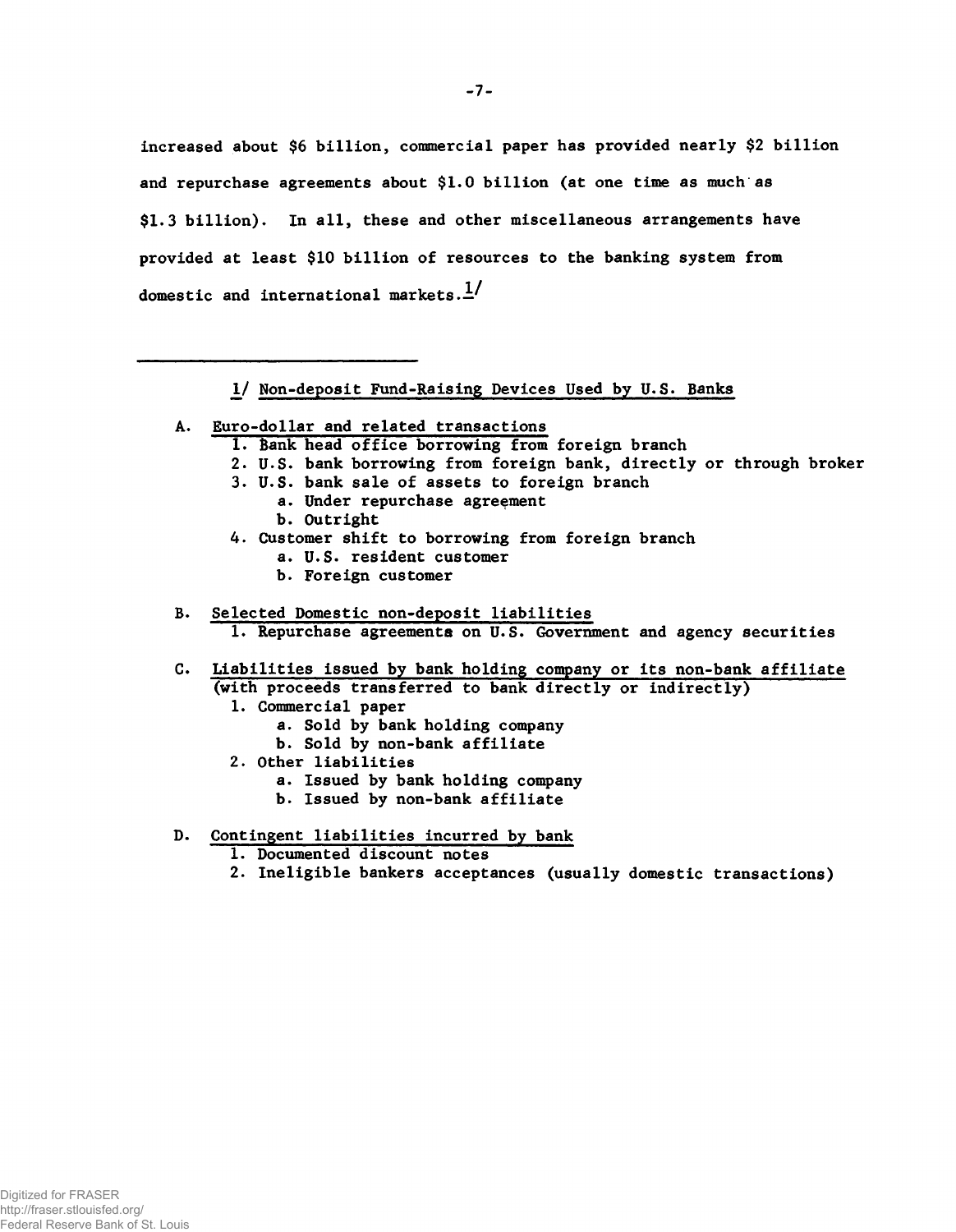increased about $6 billion, commercial paper has provided nearly $2 billion and repurchase agreements about $1.0 billion (at one time as much as $1.3 billion). In all, these and other miscellaneous arrangements have provided at least $10 billion of resources to the banking system from domestic and international markets.[1/]

---

[1/] <u>Non-deposit Fund-Raising Devices Used by U.S. Banks</u>

A. <u>Euro-dollar and related transactions</u>
   1. Bank head office borrowing from foreign branch
   2. U.S. bank borrowing from foreign bank, directly or through broker
   3. U.S. bank sale of assets to foreign branch
      a. Under repurchase agreement
      b. Outright
   4. Customer shift to borrowing from foreign branch
      a. U.S. resident customer
      b. Foreign customer

B. <u>Selected Domestic non-deposit liabilities</u>
   1. Repurchase agreements on U.S. Government and agency securities

C. <u>Liabilities issued by bank holding company or its non-bank affiliate (with proceeds transferred to bank directly or indirectly)</u>
   1. Commercial paper
      a. Sold by bank holding company
      b. Sold by non-bank affiliate
   2. Other liabilities
      a. Issued by bank holding company
      b. Issued by non-bank affiliate

D. <u>Contingent liabilities incurred by bank</u>
   1. Documented discount notes
   2. Ineligible bankers acceptances (usually domestic transactions)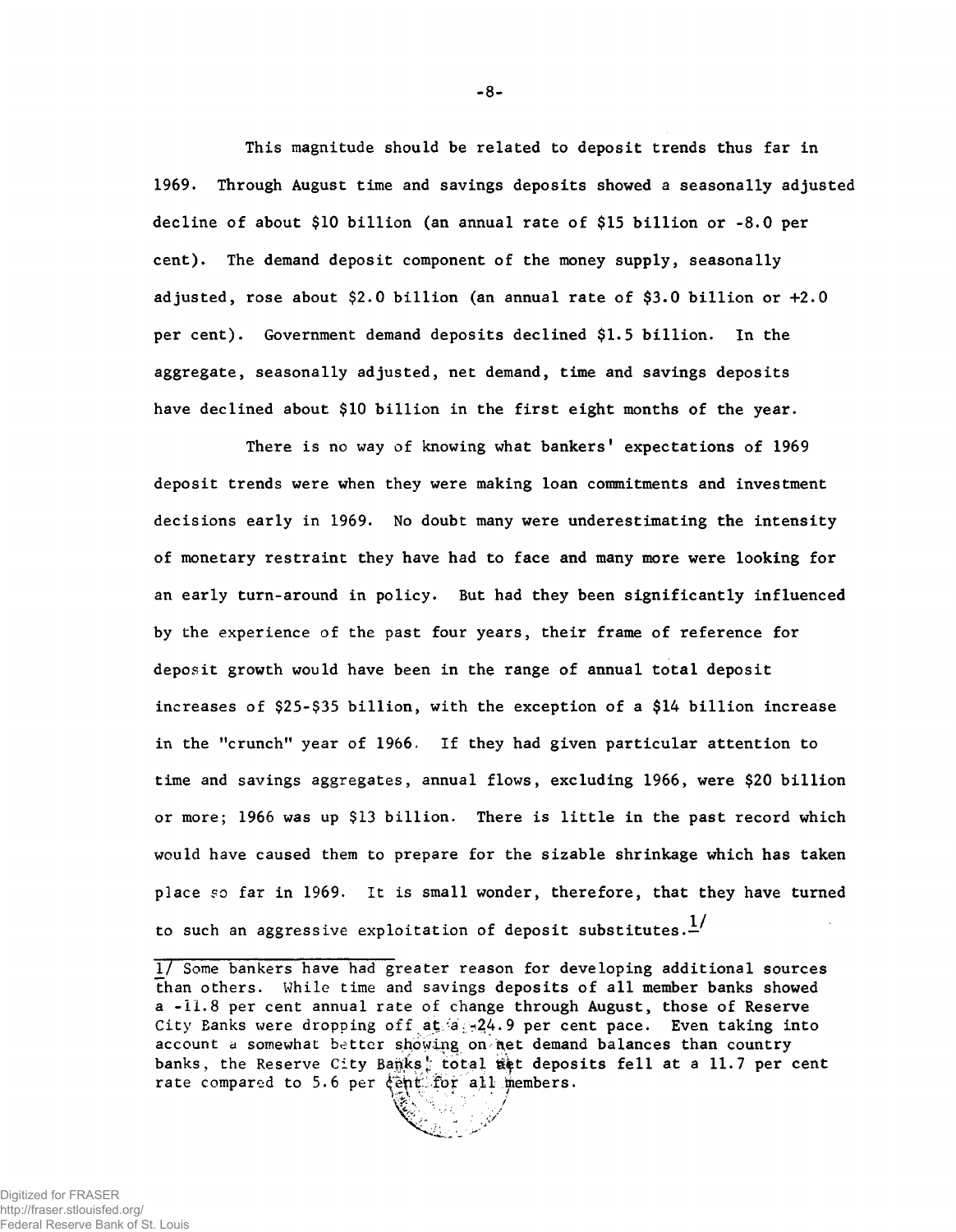This magnitude should be related to deposit trends thus far in 1969. Through August time and savings deposits showed a seasonally adjusted decline of about $10 billion (an annual rate of $15 billion or -8.0 per cent). The demand deposit component of the money supply, seasonally adjusted, rose about $2.0 billion (an annual rate of $3.0 billion or +2.0 per cent). Government demand deposits declined $1.5 billion. In the aggregate, seasonally adjusted, net demand, time and savings deposits have declined about $10 billion in the first eight months of the year.

There is no way of knowing what bankers' expectations of 1969 deposit trends were when they were making loan commitments and investment decisions early in 1969. No doubt many were underestimating the intensity of monetary restraint they have had to face and many more were looking for an early turn-around in policy. But had they been significantly influenced by the experience of the past four years, their frame of reference for deposit growth would have been in the range of annual total deposit increases of $25-$35 billion, with the exception of a $14 billion increase in the "crunch" year of 1966. If they had given particular attention to time and savings aggregates, annual flows, excluding 1966, were $20 billion or more; 1966 was up $13 billion. There is little in the past record which would have caused them to prepare for the sizable shrinkage which has taken place so far in 1969. It is small wonder, therefore, that they have turned to such an aggressive exploitation of deposit substitutes.[1]

---

[1] Some bankers have had greater reason for developing additional sources than others. While time and savings deposits of all member banks showed a -11.8 per cent annual rate of change through August, those of Reserve City Banks were dropping off at a -24.9 per cent pace. Even taking into account a somewhat better showing on net demand balances than country banks, the Reserve City Banks' total net deposits fell at a 11.7 per cent rate compared to 5.6 per cent for all members.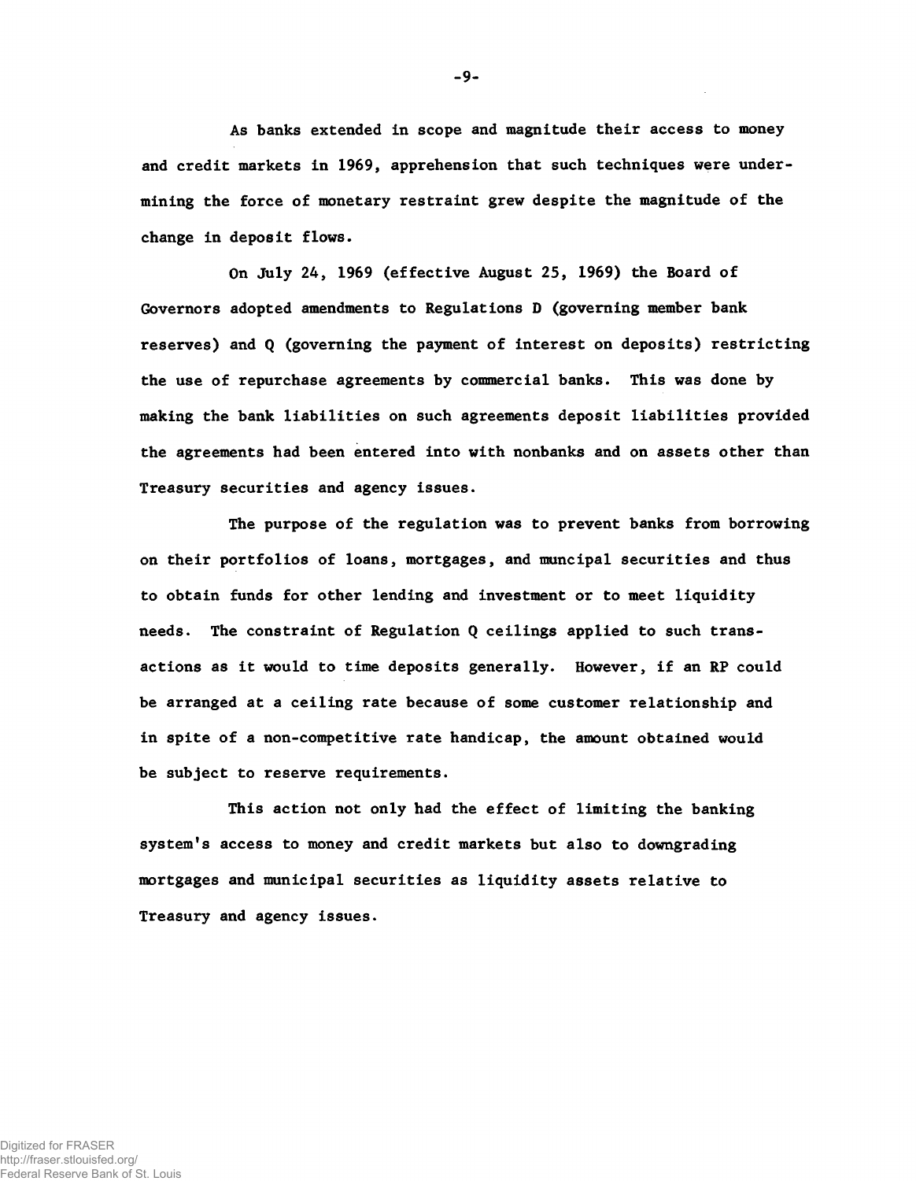As banks extended in scope and magnitude their access to money and credit markets in 1969, apprehension that such techniques were undermining the force of monetary restraint grew despite the magnitude of the change in deposit flows.

On July 24, 1969 (effective August 25, 1969) the Board of Governors adopted amendments to Regulations D (governing member bank reserves) and Q (governing the payment of interest on deposits) restricting the use of repurchase agreements by commercial banks. This was done by making the bank liabilities on such agreements deposit liabilities provided the agreements had been entered into with nonbanks and on assets other than Treasury securities and agency issues.

The purpose of the regulation was to prevent banks from borrowing on their portfolios of loans, mortgages, and muncipal securities and thus to obtain funds for other lending and investment or to meet liquidity needs. The constraint of Regulation Q ceilings applied to such transactions as it would to time deposits generally. However, if an RP could be arranged at a ceiling rate because of some customer relationship and in spite of a non-competitive rate handicap, the amount obtained would be subject to reserve requirements.

This action not only had the effect of limiting the banking system's access to money and credit markets but also to downgrading mortgages and municipal securities as liquidity assets relative to Treasury and agency issues.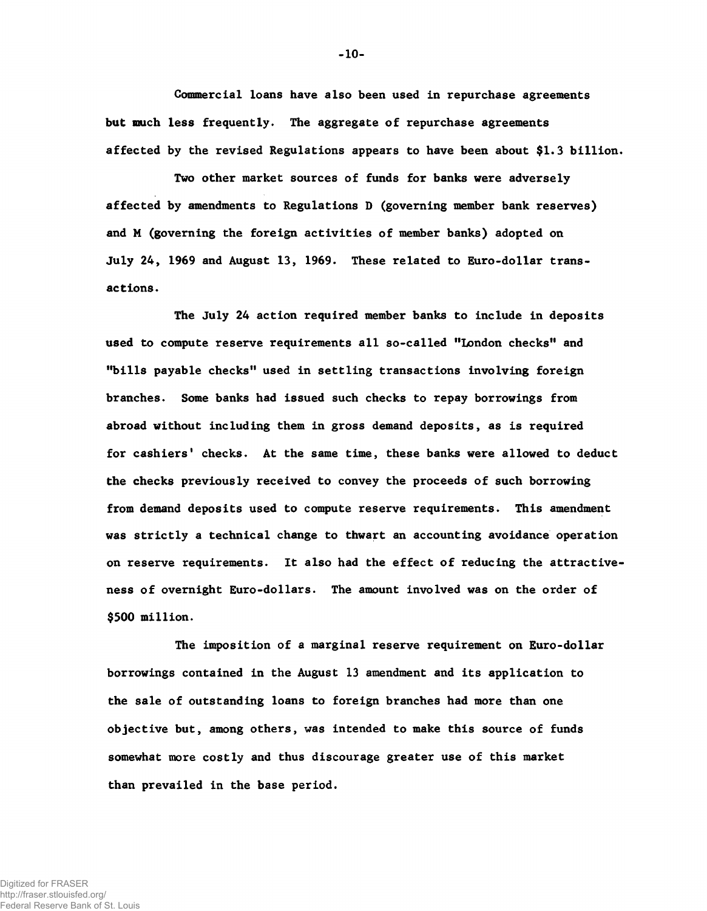Commercial loans have also been used in repurchase agreements but much less frequently. The aggregate of repurchase agreements affected by the revised Regulations appears to have been about $1.3 billion.

Two other market sources of funds for banks were adversely affected by amendments to Regulations D (governing member bank reserves) and M (governing the foreign activities of member banks) adopted on July 24, 1969 and August 13, 1969. These related to Euro-dollar transactions.

The July 24 action required member banks to include in deposits used to compute reserve requirements all so-called "London checks" and "bills payable checks" used in settling transactions involving foreign branches. Some banks had issued such checks to repay borrowings from abroad without including them in gross demand deposits, as is required for cashiers' checks. At the same time, these banks were allowed to deduct the checks previously received to convey the proceeds of such borrowing from demand deposits used to compute reserve requirements. This amendment was strictly a technical change to thwart an accounting avoidance operation on reserve requirements. It also had the effect of reducing the attractiveness of overnight Euro-dollars. The amount involved was on the order of $500 million.

The imposition of a marginal reserve requirement on Euro-dollar borrowings contained in the August 13 amendment and its application to the sale of outstanding loans to foreign branches had more than one objective but, among others, was intended to make this source of funds somewhat more costly and thus discourage greater use of this market than prevailed in the base period.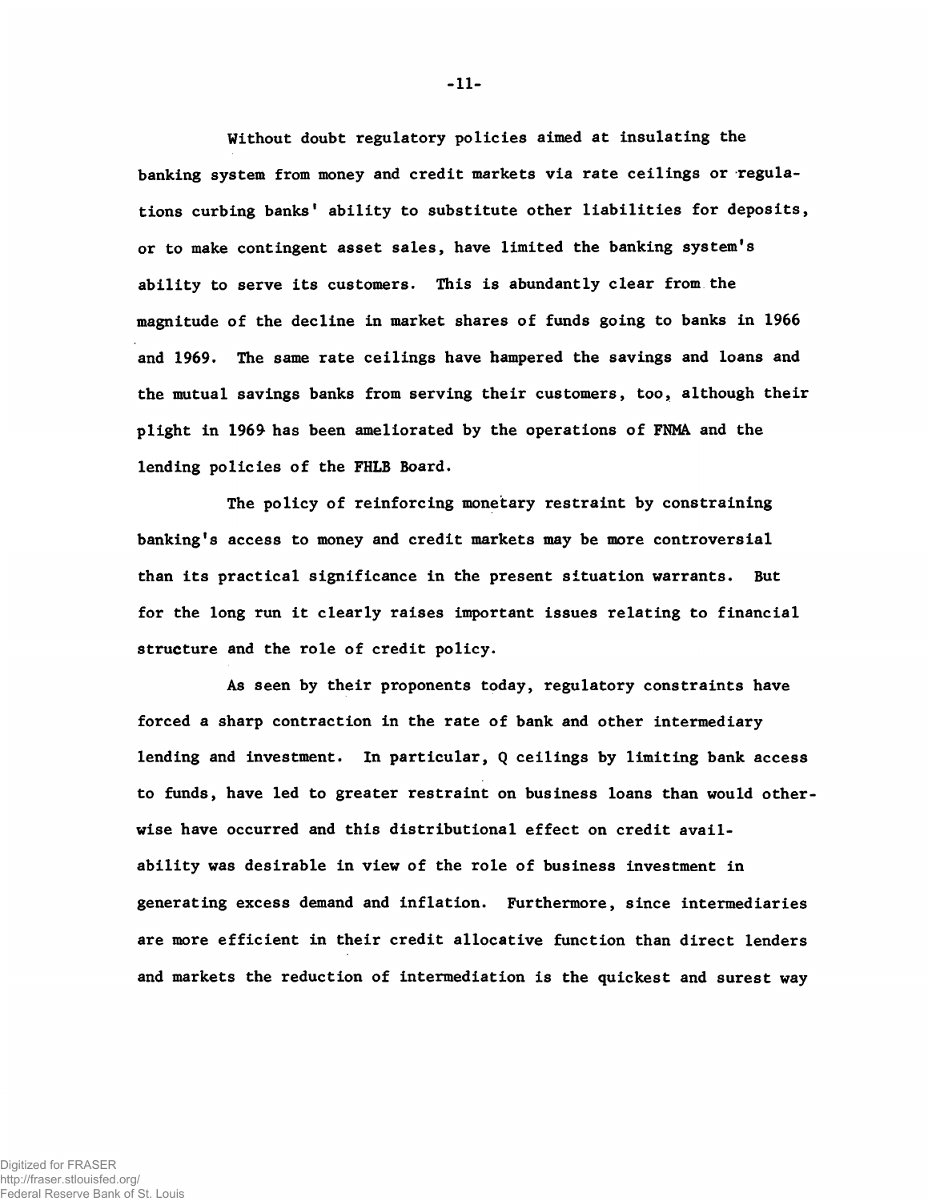Without doubt regulatory policies aimed at insulating the banking system from money and credit markets via rate ceilings or regulations curbing banks' ability to substitute other liabilities for deposits, or to make contingent asset sales, have limited the banking system's ability to serve its customers. This is abundantly clear from the magnitude of the decline in market shares of funds going to banks in 1966 and 1969. The same rate ceilings have hampered the savings and loans and the mutual savings banks from serving their customers, too, although their plight in 1969 has been ameliorated by the operations of FNMA and the lending policies of the FHLB Board.

The policy of reinforcing monetary restraint by constraining banking's access to money and credit markets may be more controversial than its practical significance in the present situation warrants. But for the long run it clearly raises important issues relating to financial structure and the role of credit policy.

As seen by their proponents today, regulatory constraints have forced a sharp contraction in the rate of bank and other intermediary lending and investment. In particular, Q ceilings by limiting bank access to funds, have led to greater restraint on business loans than would otherwise have occurred and this distributional effect on credit availability was desirable in view of the role of business investment in generating excess demand and inflation. Furthermore, since intermediaries are more efficient in their credit allocative function than direct lenders and markets the reduction of intermediation is the quickest and surest way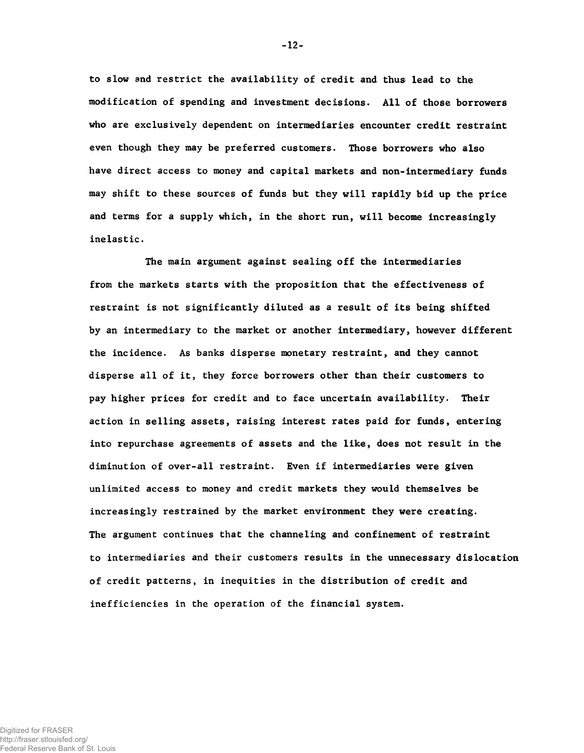to slow and restrict the availability of credit and thus lead to the modification of spending and investment decisions. All of those borrowers who are exclusively dependent on intermediaries encounter credit restraint even though they may be preferred customers. Those borrowers who also have direct access to money and capital markets and non-intermediary funds may shift to these sources of funds but they will rapidly bid up the price and terms for a supply which, in the short run, will become increasingly inelastic.

The main argument against sealing off the intermediaries from the markets starts with the proposition that the effectiveness of restraint is not significantly diluted as a result of its being shifted by an intermediary to the market or another intermediary, however different the incidence. As banks disperse monetary restraint, and they cannot disperse all of it, they force borrowers other than their customers to pay higher prices for credit and to face uncertain availability. Their action in selling assets, raising interest rates paid for funds, entering into repurchase agreements of assets and the like, does not result in the diminution of over-all restraint. Even if intermediaries were given unlimited access to money and credit markets they would themselves be increasingly restrained by the market environment they were creating. The argument continues that the channeling and confinement of restraint to intermediaries and their customers results in the unnecessary dislocation of credit patterns, in inequities in the distribution of credit and inefficiencies in the operation of the financial system.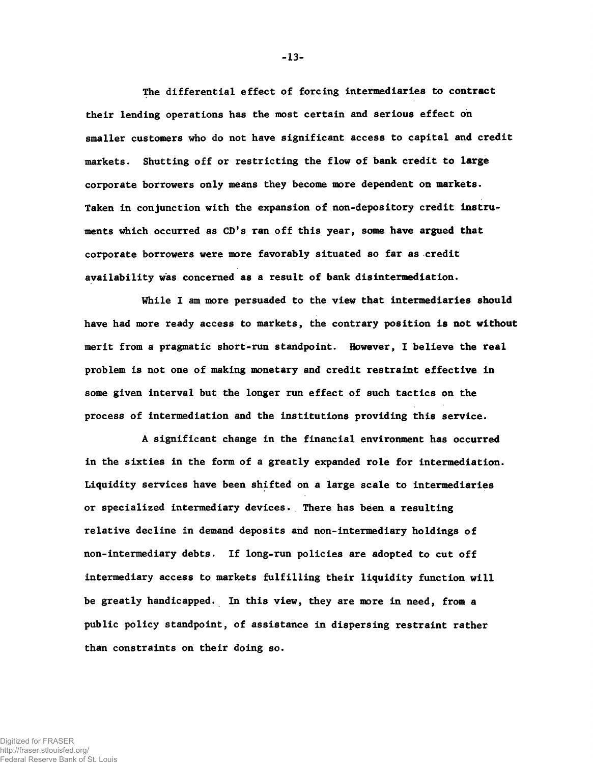The differential effect of forcing intermediaries to contract their lending operations has the most certain and serious effect on smaller customers who do not have significant access to capital and credit markets. Shutting off or restricting the flow of bank credit to large corporate borrowers only means they become more dependent on markets. Taken in conjunction with the expansion of non-depository credit instruments which occurred as CD's ran off this year, some have argued that corporate borrowers were more favorably situated so far as credit availability was concerned as a result of bank disintermediation.

While I am more persuaded to the view that intermediaries should have had more ready access to markets, the contrary position is not without merit from a pragmatic short-run standpoint. However, I believe the real problem is not one of making monetary and credit restraint effective in some given interval but the longer run effect of such tactics on the process of intermediation and the institutions providing this service.

A significant change in the financial environment has occurred in the sixties in the form of a greatly expanded role for intermediation. Liquidity services have been shifted on a large scale to intermediaries or specialized intermediary devices. There has been a resulting relative decline in demand deposits and non-intermediary holdings of non-intermediary debts. If long-run policies are adopted to cut off intermediary access to markets fulfilling their liquidity function will be greatly handicapped. In this view, they are more in need, from a public policy standpoint, of assistance in dispersing restraint rather than constraints on their doing so.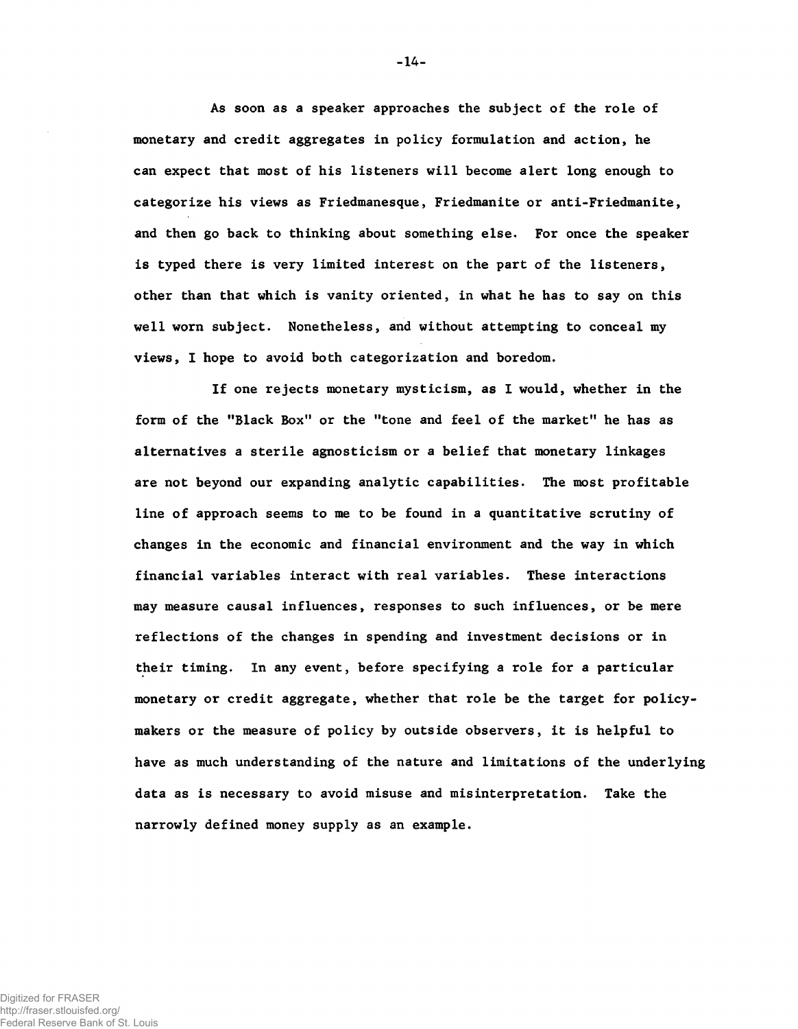As soon as a speaker approaches the subject of the role of monetary and credit aggregates in policy formulation and action, he can expect that most of his listeners will become alert long enough to categorize his views as Friedmanesque, Friedmanite or anti-Friedmanite, and then go back to thinking about something else. For once the speaker is typed there is very limited interest on the part of the listeners, other than that which is vanity oriented, in what he has to say on this well worn subject. Nonetheless, and without attempting to conceal my views, I hope to avoid both categorization and boredom.

If one rejects monetary mysticism, as I would, whether in the form of the "Black Box" or the "tone and feel of the market" he has as alternatives a sterile agnosticism or a belief that monetary linkages are not beyond our expanding analytic capabilities. The most profitable line of approach seems to me to be found in a quantitative scrutiny of changes in the economic and financial environment and the way in which financial variables interact with real variables. These interactions may measure causal influences, responses to such influences, or be mere reflections of the changes in spending and investment decisions or in their timing. In any event, before specifying a role for a particular monetary or credit aggregate, whether that role be the target for policy-makers or the measure of policy by outside observers, it is helpful to have as much understanding of the nature and limitations of the underlying data as is necessary to avoid misuse and misinterpretation. Take the narrowly defined money supply as an example.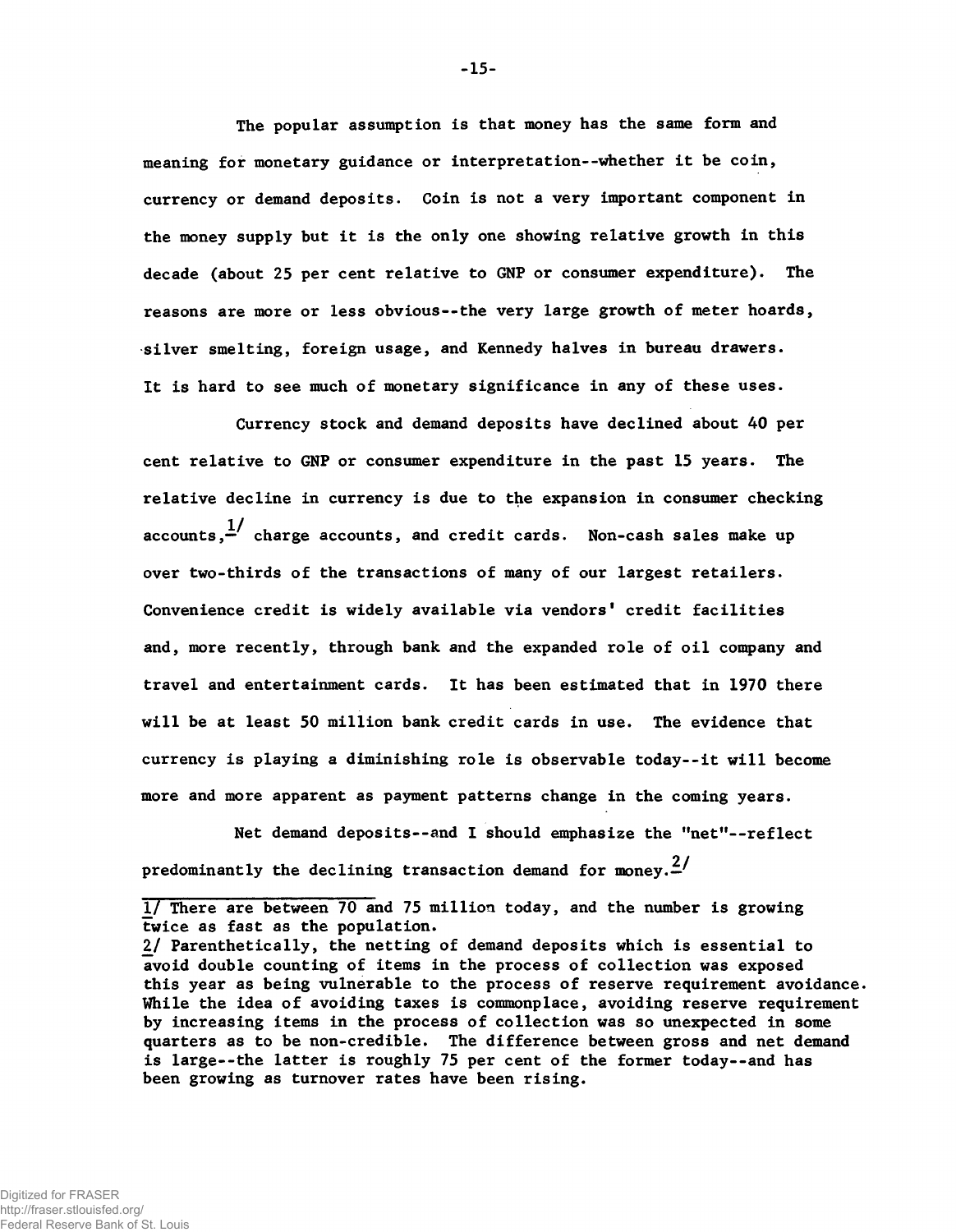The popular assumption is that money has the same form and meaning for monetary guidance or interpretation--whether it be coin, currency or demand deposits. Coin is not a very important component in the money supply but it is the only one showing relative growth in this decade (about 25 per cent relative to GNP or consumer expenditure). The reasons are more or less obvious--the very large growth of meter hoards, silver smelting, foreign usage, and Kennedy halves in bureau drawers. It is hard to see much of monetary significance in any of these uses.

Currency stock and demand deposits have declined about 40 per cent relative to GNP or consumer expenditure in the past 15 years. The relative decline in currency is due to the expansion in consumer checking accounts,[1/] charge accounts, and credit cards. Non-cash sales make up over two-thirds of the transactions of many of our largest retailers. Convenience credit is widely available via vendors' credit facilities and, more recently, through bank and the expanded role of oil company and travel and entertainment cards. It has been estimated that in 1970 there will be at least 50 million bank credit cards in use. The evidence that currency is playing a diminishing role is observable today--it will become more and more apparent as payment patterns change in the coming years.

Net demand deposits--and I should emphasize the "net"--reflect predominantly the declining transaction demand for money.[2/]

---

1/ There are between 70 and 75 million today, and the number is growing twice as fast as the population.

2/ Parenthetically, the netting of demand deposits which is essential to avoid double counting of items in the process of collection was exposed this year as being vulnerable to the process of reserve requirement avoidance. While the idea of avoiding taxes is commonplace, avoiding reserve requirement by increasing items in the process of collection was so unexpected in some quarters as to be non-credible. The difference between gross and net demand is large--the latter is roughly 75 per cent of the former today--and has been growing as turnover rates have been rising.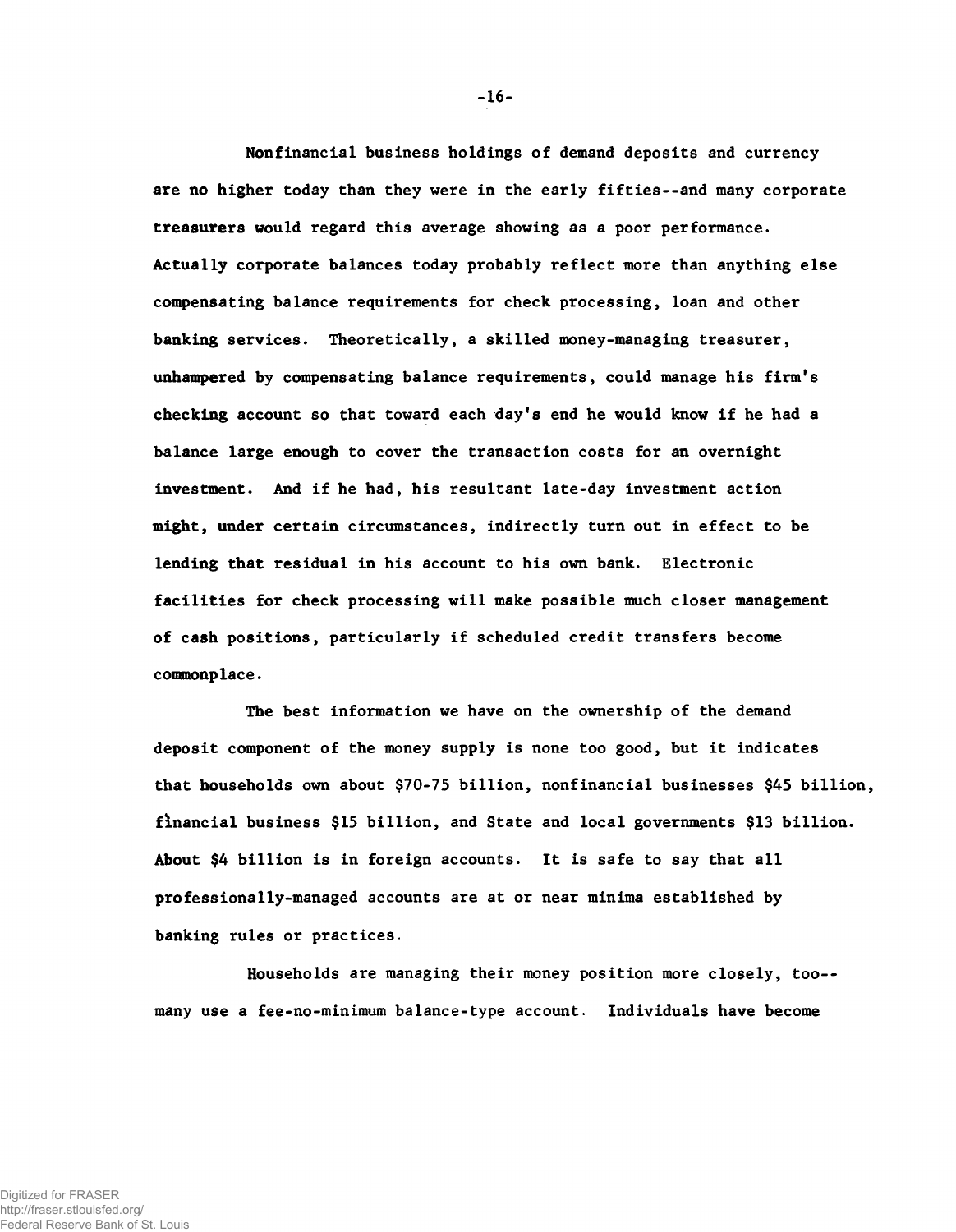Nonfinancial business holdings of demand deposits and currency are no higher today than they were in the early fifties--and many corporate treasurers would regard this average showing as a poor performance. Actually corporate balances today probably reflect more than anything else compensating balance requirements for check processing, loan and other banking services. Theoretically, a skilled money-managing treasurer, unhampered by compensating balance requirements, could manage his firm's checking account so that toward each day's end he would know if he had a balance large enough to cover the transaction costs for an overnight investment. And if he had, his resultant late-day investment action might, under certain circumstances, indirectly turn out in effect to be lending that residual in his account to his own bank. Electronic facilities for check processing will make possible much closer management of cash positions, particularly if scheduled credit transfers become commonplace.

The best information we have on the ownership of the demand deposit component of the money supply is none too good, but it indicates that households own about $70-75 billion, nonfinancial businesses $45 billion, financial business $15 billion, and State and local governments $13 billion. About $4 billion is in foreign accounts. It is safe to say that all professionally-managed accounts are at or near minima established by banking rules or practices.

Households are managing their money position more closely, too--many use a fee-no-minimum balance-type account. Individuals have become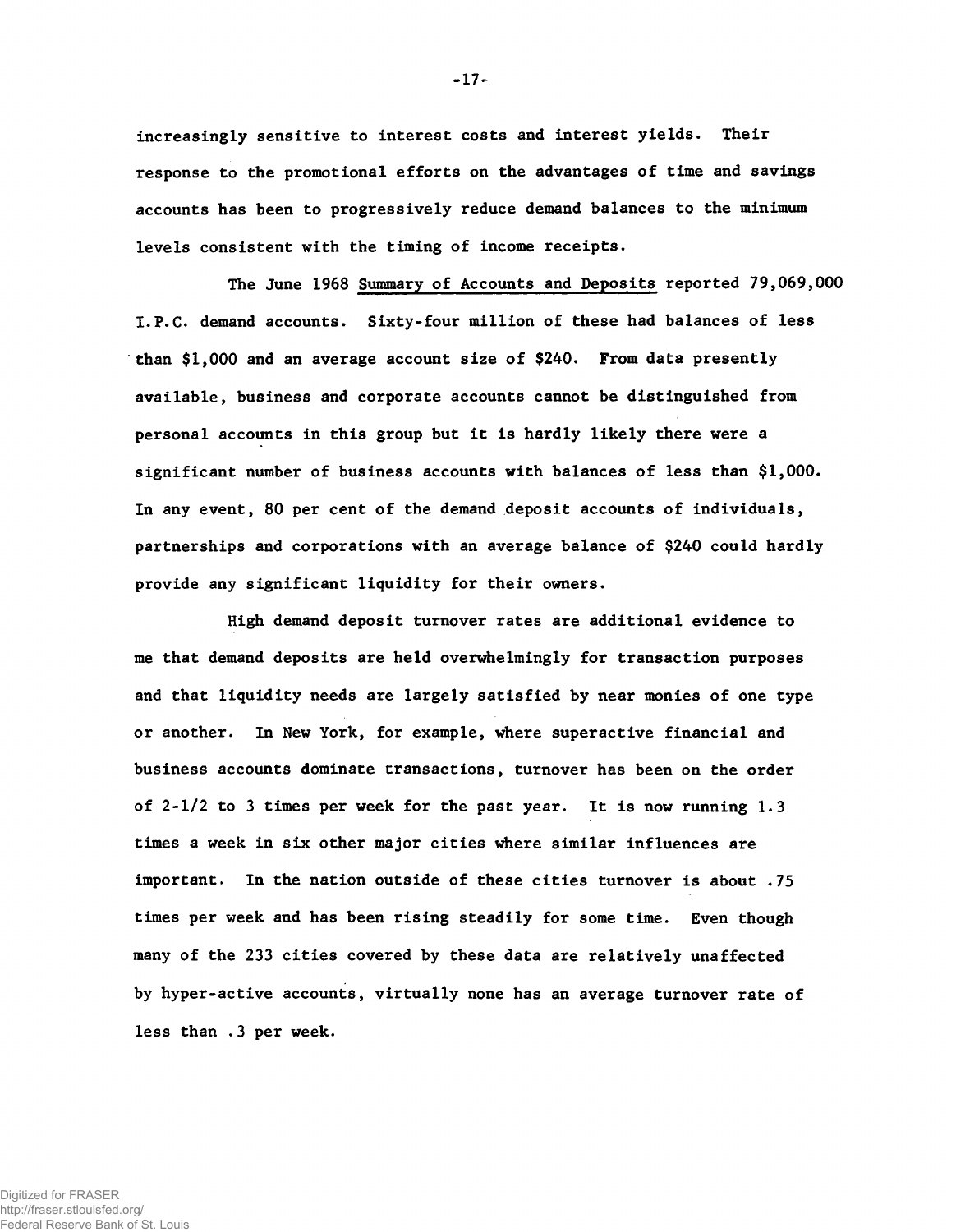increasingly sensitive to interest costs and interest yields. Their response to the promotional efforts on the advantages of time and savings accounts has been to progressively reduce demand balances to the minimum levels consistent with the timing of income receipts.

The June 1968 Summary of Accounts and Deposits reported 79,069,000 I.P.C. demand accounts. Sixty-four million of these had balances of less than $1,000 and an average account size of $240. From data presently available, business and corporate accounts cannot be distinguished from personal accounts in this group but it is hardly likely there were a significant number of business accounts with balances of less than $1,000. In any event, 80 per cent of the demand deposit accounts of individuals, partnerships and corporations with an average balance of $240 could hardly provide any significant liquidity for their owners.

High demand deposit turnover rates are additional evidence to me that demand deposits are held overwhelmingly for transaction purposes and that liquidity needs are largely satisfied by near monies of one type or another. In New York, for example, where superactive financial and business accounts dominate transactions, turnover has been on the order of 2-1/2 to 3 times per week for the past year. It is now running 1.3 times a week in six other major cities where similar influences are important. In the nation outside of these cities turnover is about .75 times per week and has been rising steadily for some time. Even though many of the 233 cities covered by these data are relatively unaffected by hyper-active accounts, virtually none has an average turnover rate of less than .3 per week.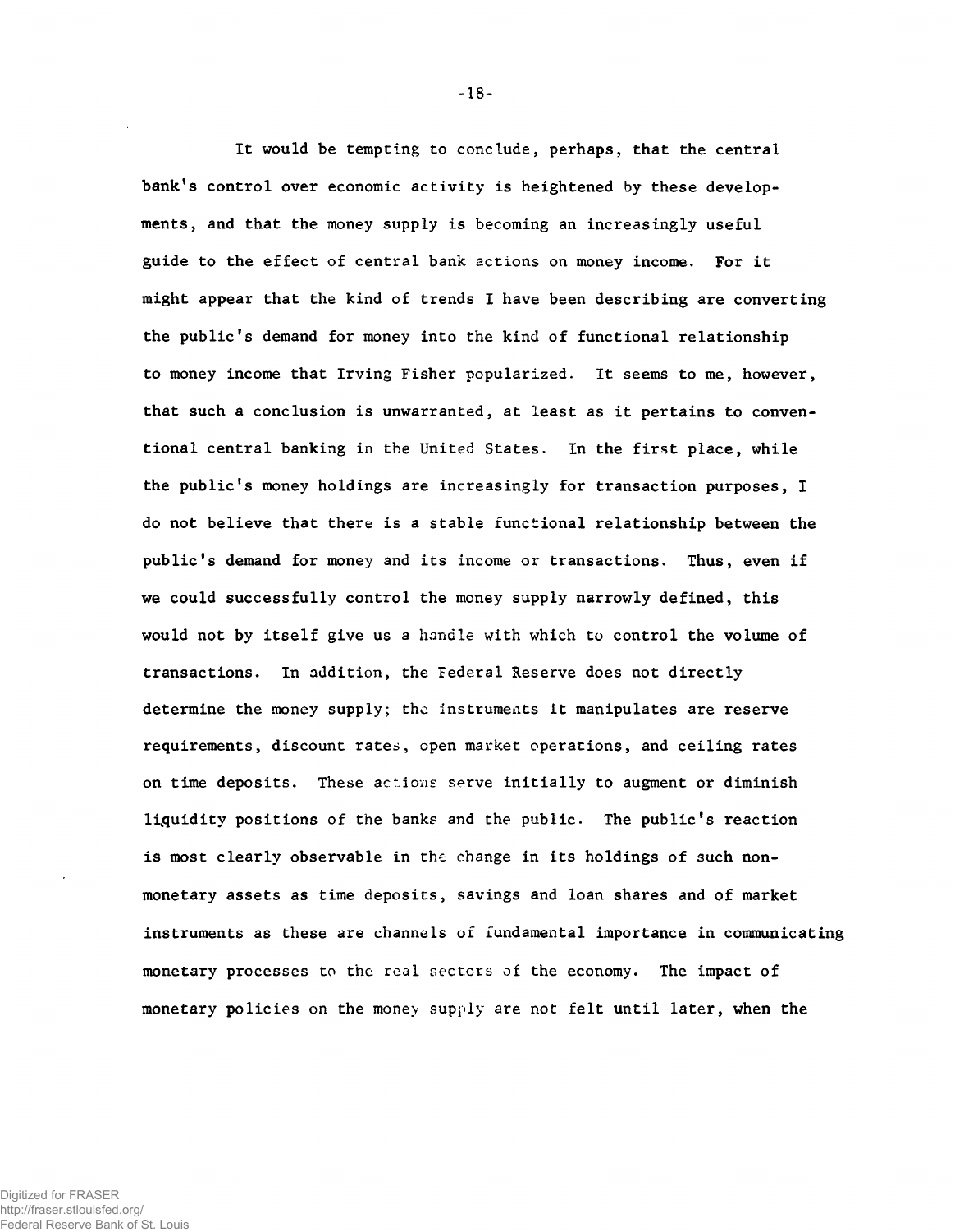It would be tempting to conclude, perhaps, that the central bank's control over economic activity is heightened by these developments, and that the money supply is becoming an increasingly useful guide to the effect of central bank actions on money income. For it might appear that the kind of trends I have been describing are converting the public's demand for money into the kind of functional relationship to money income that Irving Fisher popularized. It seems to me, however, that such a conclusion is unwarranted, at least as it pertains to conventional central banking in the United States. In the first place, while the public's money holdings are increasingly for transaction purposes, I do not believe that there is a stable functional relationship between the public's demand for money and its income or transactions. Thus, even if we could successfully control the money supply narrowly defined, this would not by itself give us a handle with which to control the volume of transactions. In addition, the Federal Reserve does not directly determine the money supply; the instruments it manipulates are reserve requirements, discount rates, open market operations, and ceiling rates on time deposits. These actions serve initially to augment or diminish liquidity positions of the banks and the public. The public's reaction is most clearly observable in the change in its holdings of such non-monetary assets as time deposits, savings and loan shares and of market instruments as these are channels of fundamental importance in communicating monetary processes to the real sectors of the economy. The impact of monetary policies on the money supply are not felt until later, when the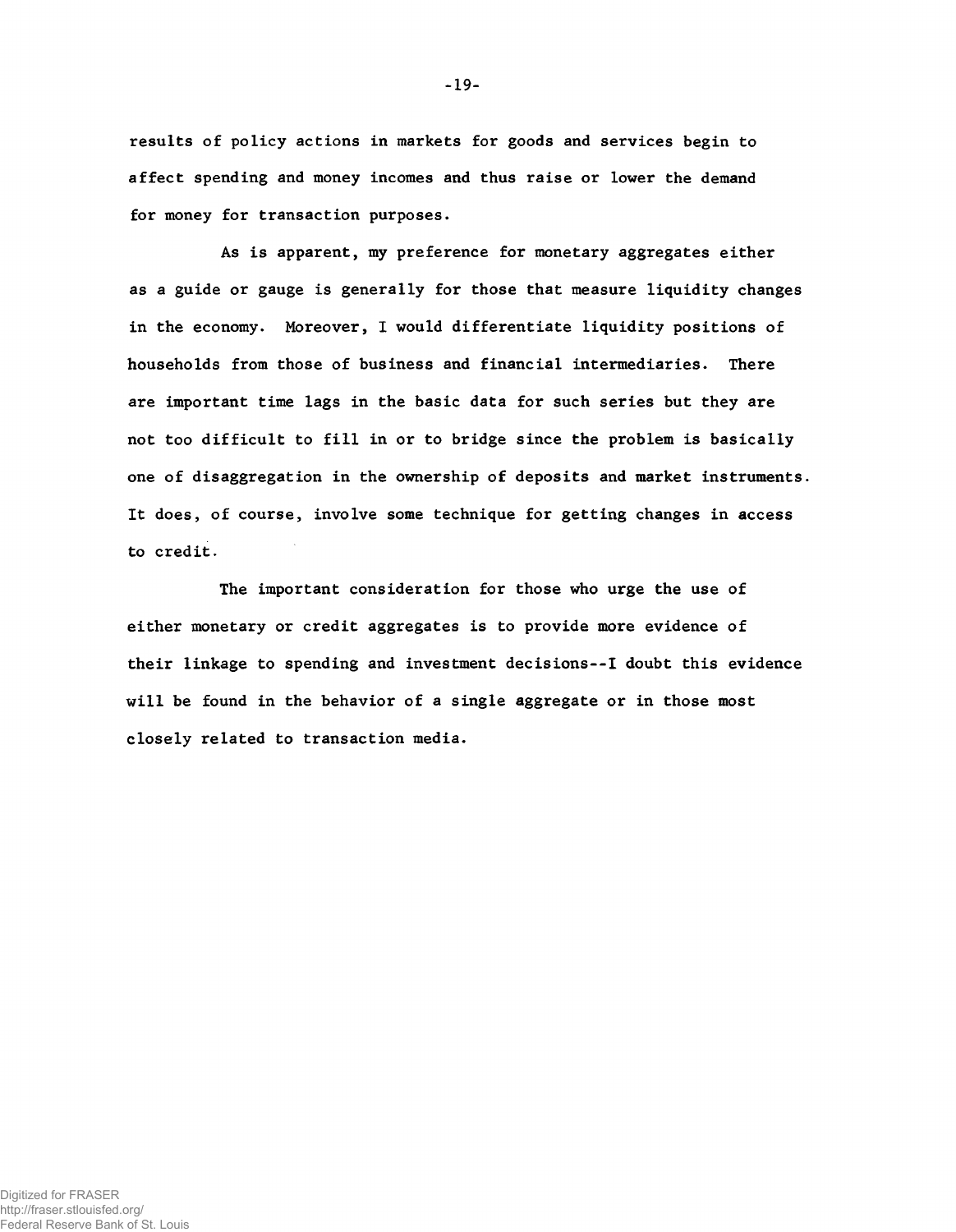results of policy actions in markets for goods and services begin to affect spending and money incomes and thus raise or lower the demand for money for transaction purposes.

As is apparent, my preference for monetary aggregates either as a guide or gauge is generally for those that measure liquidity changes in the economy. Moreover, I would differentiate liquidity positions of households from those of business and financial intermediaries. There are important time lags in the basic data for such series but they are not too difficult to fill in or to bridge since the problem is basically one of disaggregation in the ownership of deposits and market instruments. It does, of course, involve some technique for getting changes in access to credit.

The important consideration for those who urge the use of either monetary or credit aggregates is to provide more evidence of their linkage to spending and investment decisions--I doubt this evidence will be found in the behavior of a single aggregate or in those most closely related to transaction media.